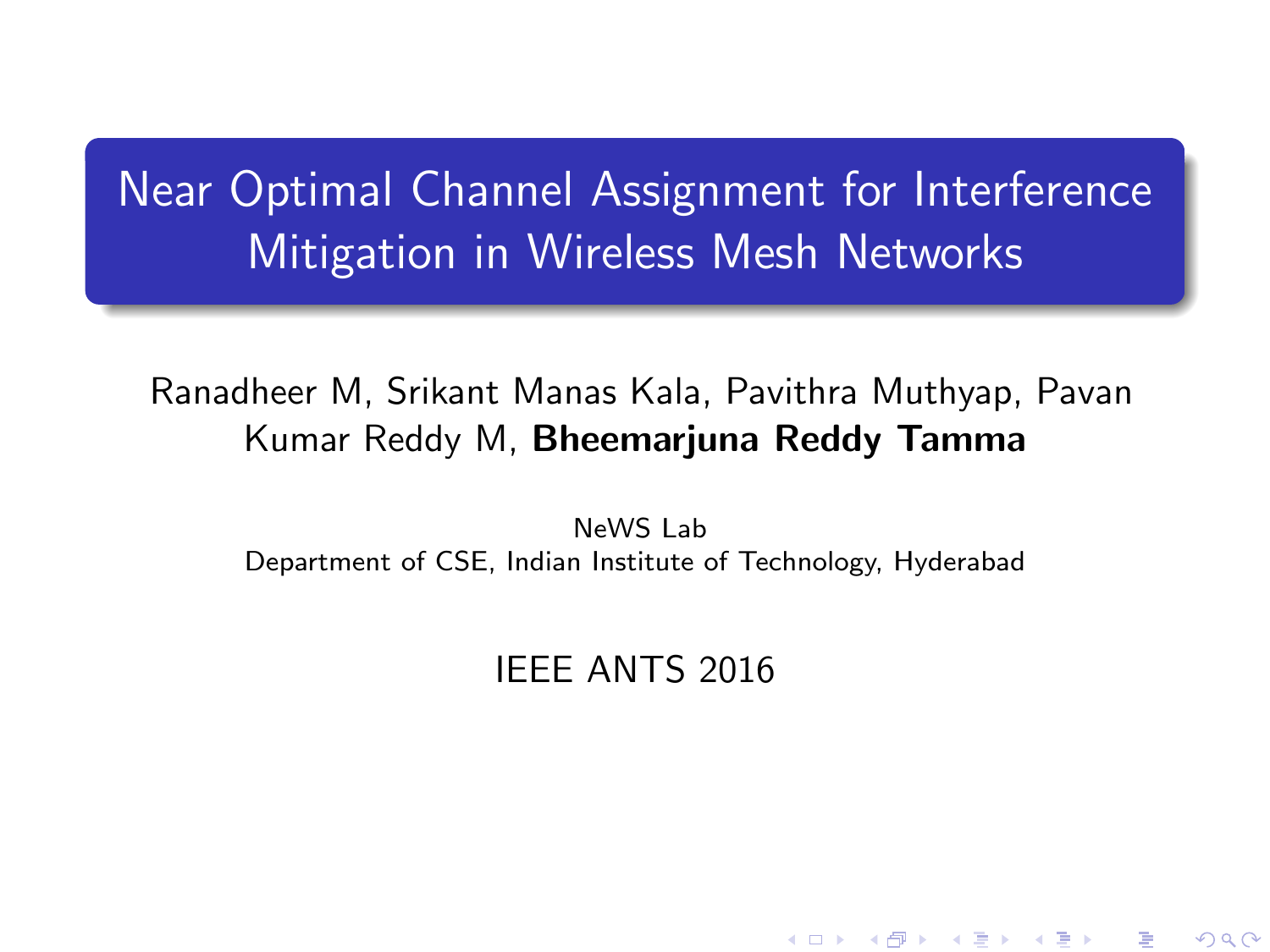# Near Optimal Channel Assignment for Interference Mitigation in Wireless Mesh Networks

Ranadheer M, Srikant Manas Kala, Pavithra Muthyap, Pavan Kumar Reddy M, **Bheemarjuna Reddy Tamma**

NeWS Lab
Department of CSE, Indian Institute of Technology, Hyderabad

IEEE ANTS 2016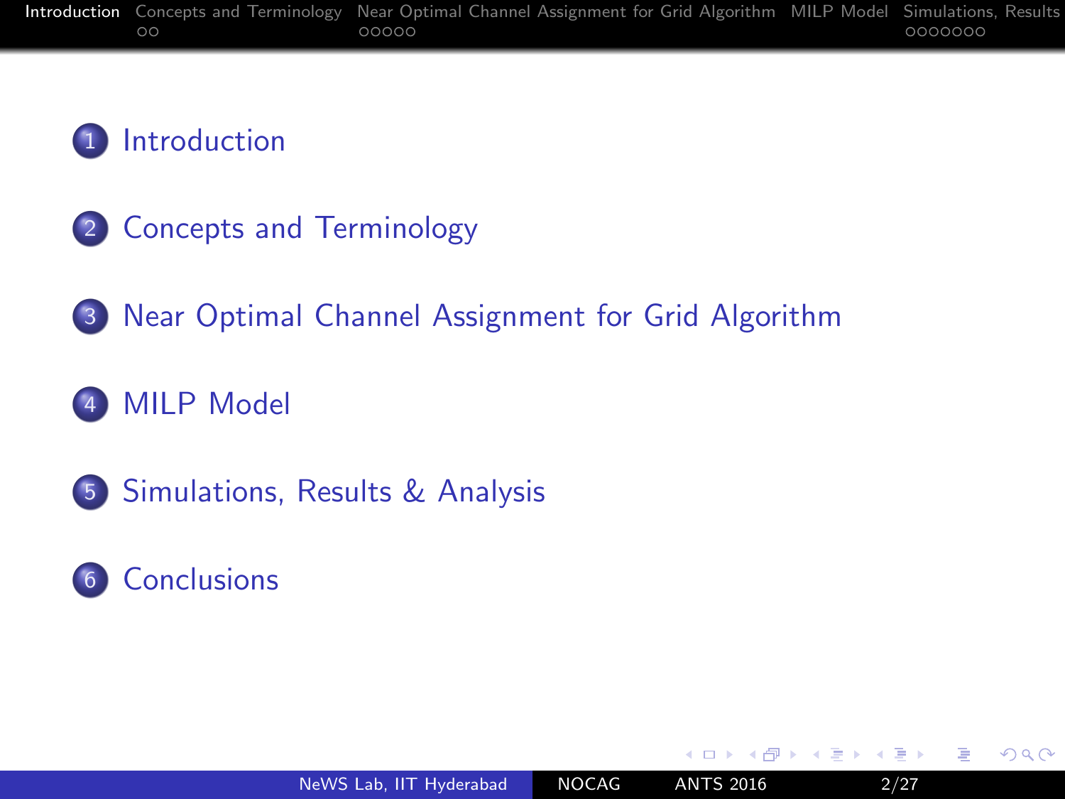1. Introduction
2. Concepts and Terminology
3. Near Optimal Channel Assignment for Grid Algorithm
4. MILP Model
5. Simulations, Results & Analysis
6. Conclusions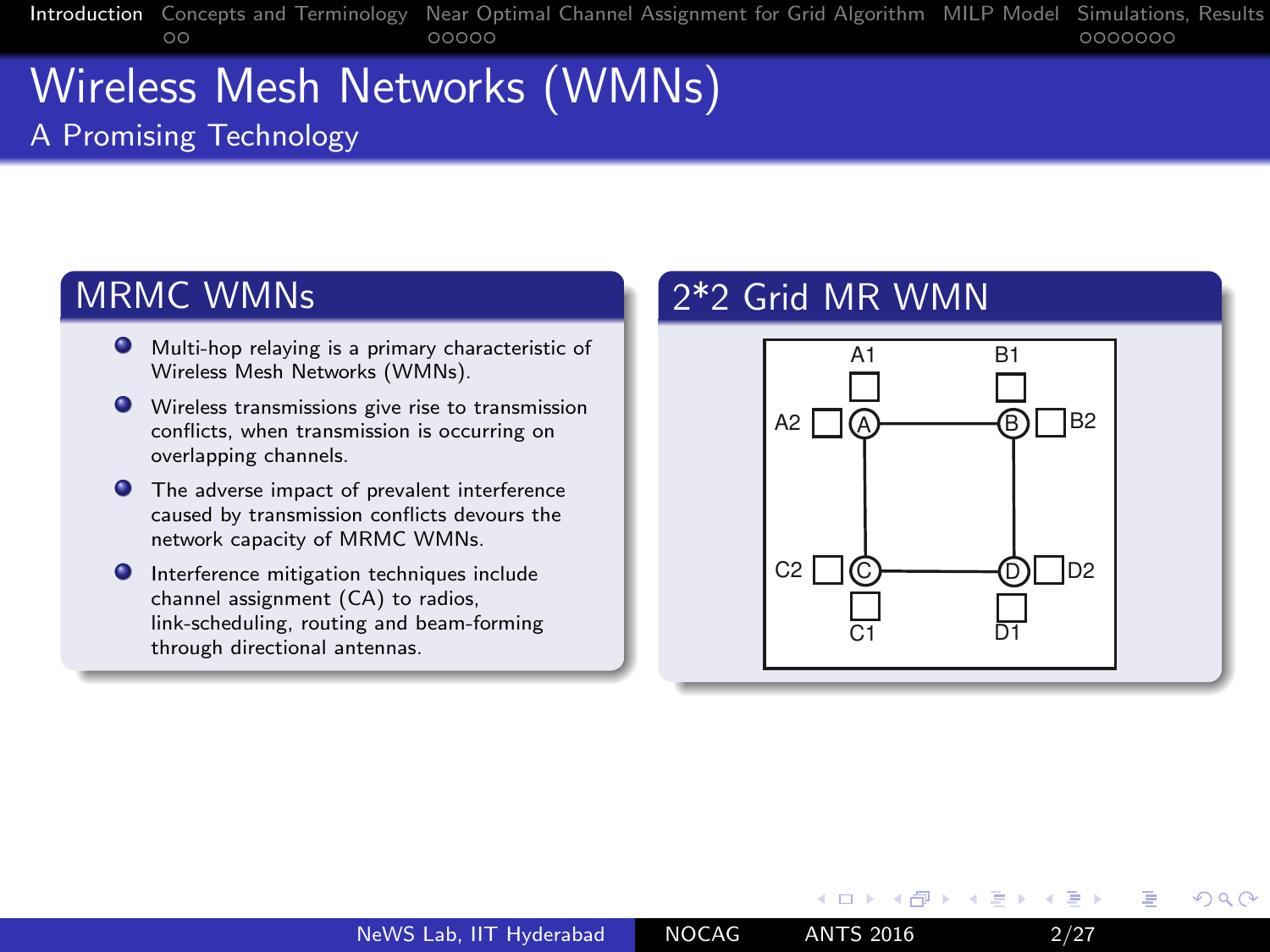# Wireless Mesh Networks (WMNs)

## A Promising Technology

### MRMC WMNs

- Multi-hop relaying is a primary characteristic of Wireless Mesh Networks (WMNs).
- Wireless transmissions give rise to transmission conflicts, when transmission is occurring on overlapping channels.
- The adverse impact of prevalent interference caused by transmission conflicts devours the network capacity of MRMC WMNs.
- Interference mitigation techniques include channel assignment (CA) to radios, link-scheduling, routing and beam-forming through directional antennas.

### 2*2 Grid MR WMN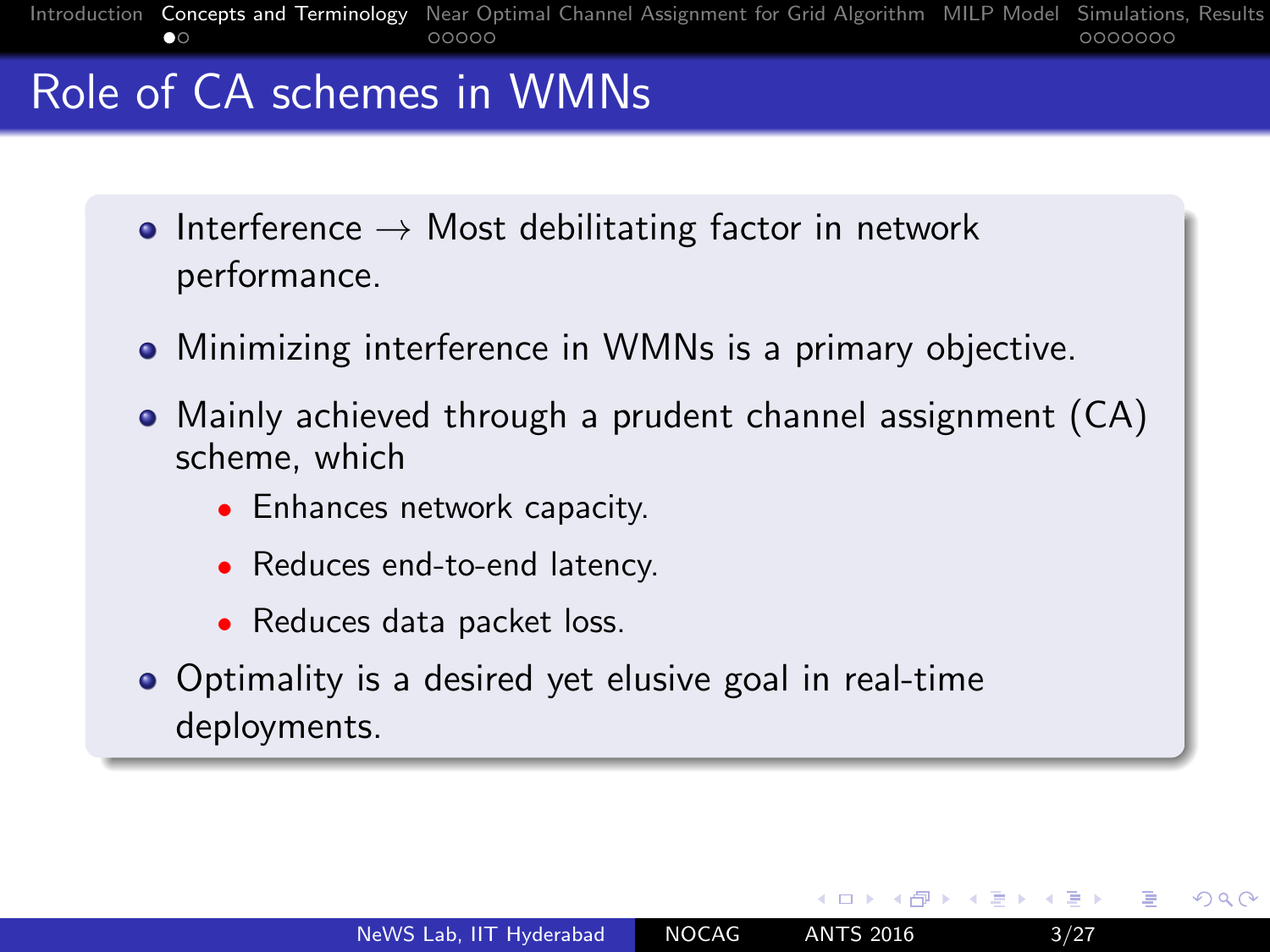# Role of CA schemes in WMNs

- Interference $\rightarrow$ Most debilitating factor in network performance.
- Minimizing interference in WMNs is a primary objective.
- Mainly achieved through a prudent channel assignment (CA) scheme, which
  - Enhances network capacity.
  - Reduces end-to-end latency.
  - Reduces data packet loss.
- Optimality is a desired yet elusive goal in real-time deployments.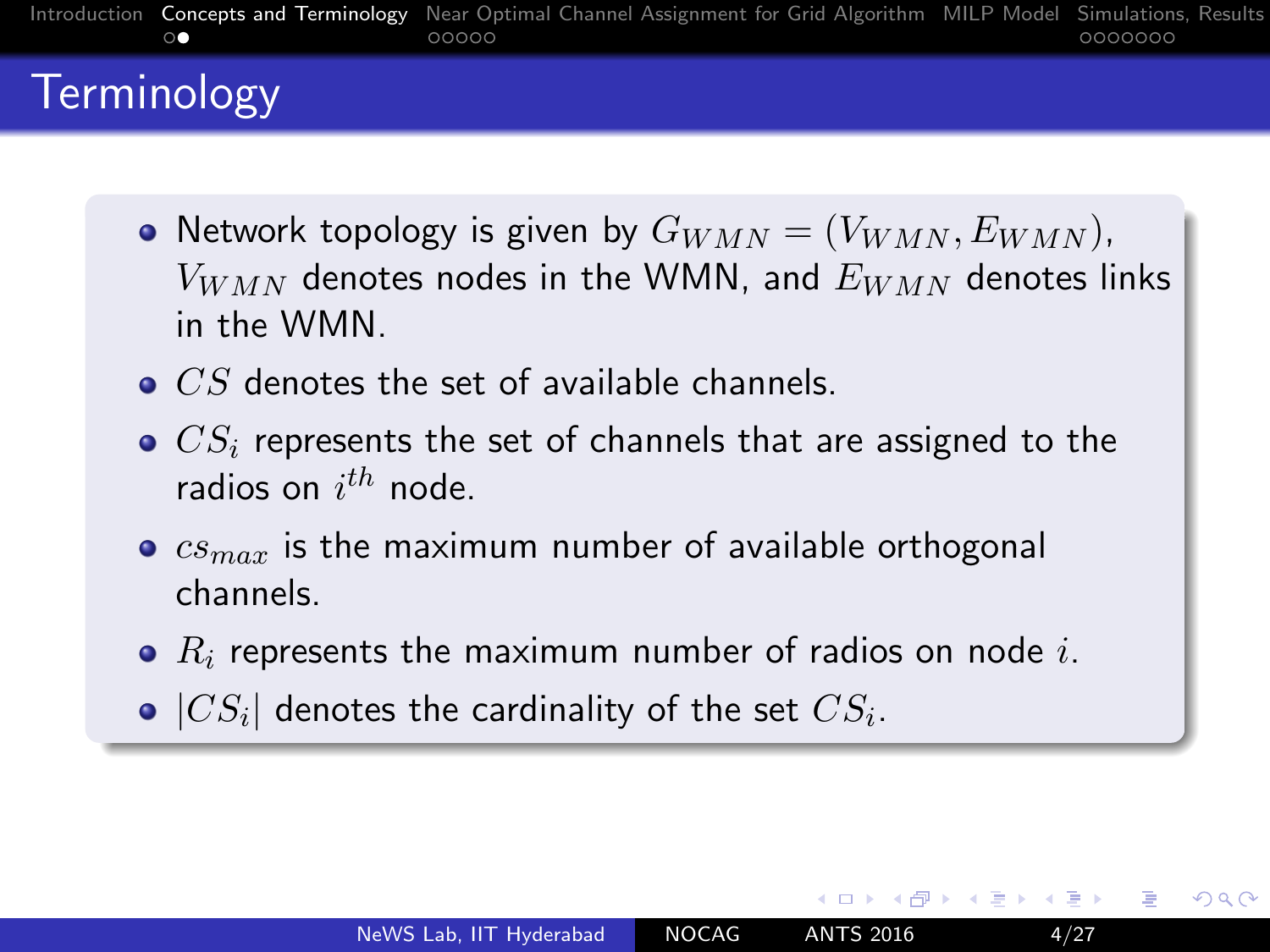# Terminology

- Network topology is given by $G_{WMN} = (V_{WMN}, E_{WMN})$, $V_{WMN}$ denotes nodes in the WMN, and $E_{WMN}$ denotes links in the WMN.
- $CS$ denotes the set of available channels.
- $CS_i$ represents the set of channels that are assigned to the radios on $i^{th}$ node.
- $cs_{max}$ is the maximum number of available orthogonal channels.
- $R_i$ represents the maximum number of radios on node $i$.
- $|CS_i|$ denotes the cardinality of the set $CS_i$.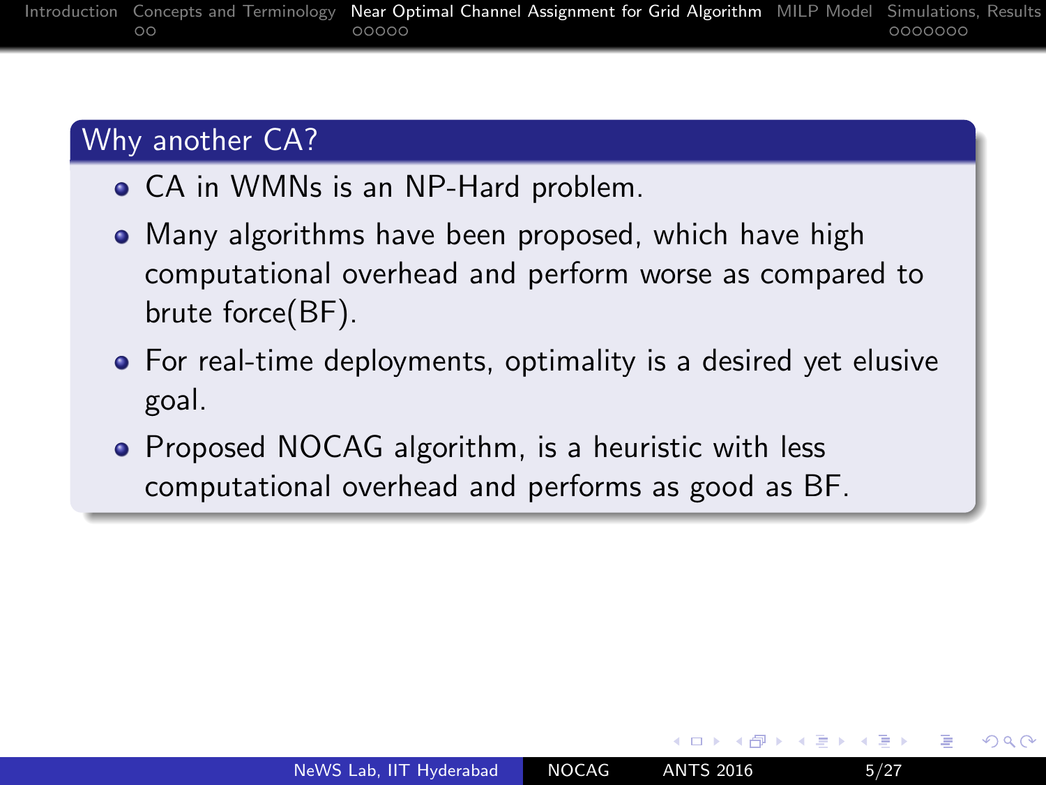## Why another CA?

- CA in WMNs is an NP-Hard problem.
- Many algorithms have been proposed, which have high computational overhead and perform worse as compared to brute force(BF).
- For real-time deployments, optimality is a desired yet elusive goal.
- Proposed NOCAG algorithm, is a heuristic with less computational overhead and performs as good as BF.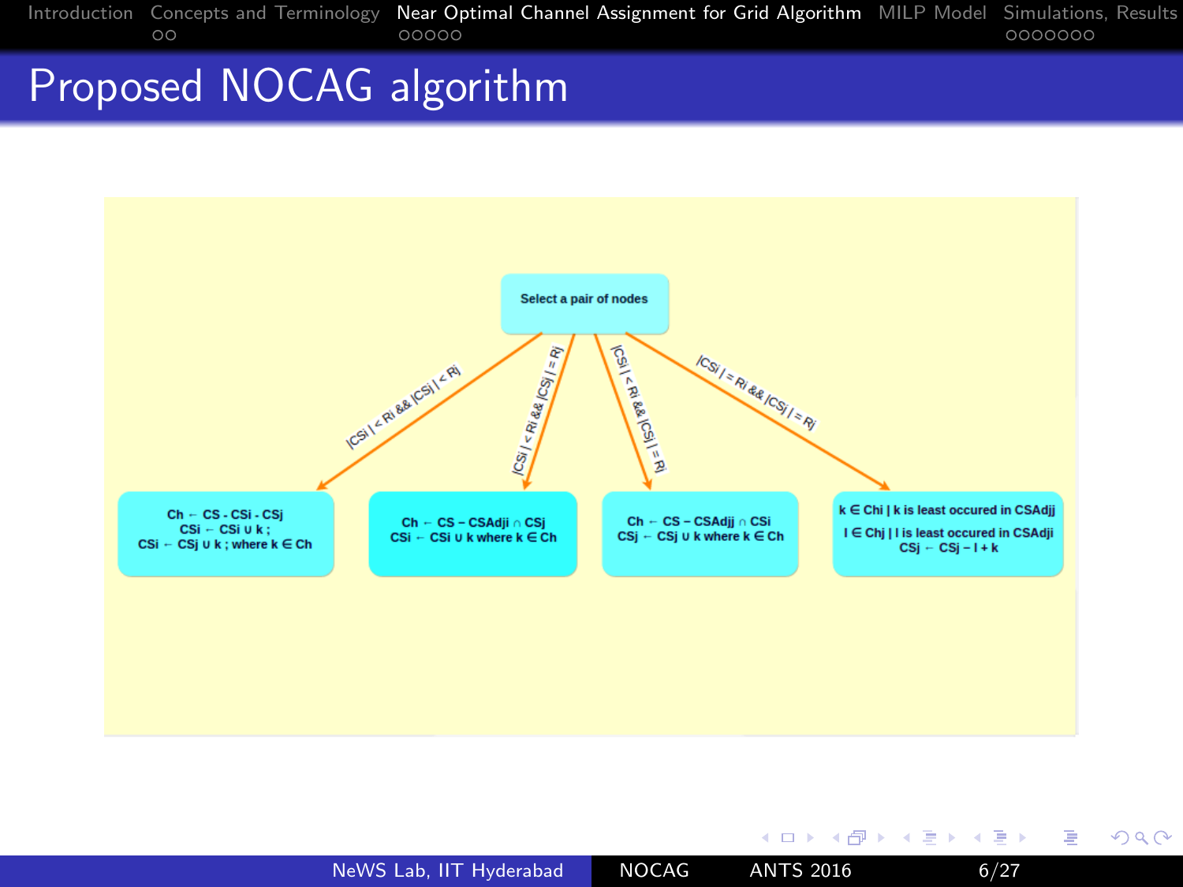# Proposed NOCAG algorithm

**Select a pair of nodes**

- $|CSi| < Ri$ && $|CSj| < Rj$:
  - $Ch \leftarrow CS - CSi - CSj$
  - $CSi \leftarrow CSi \cup k$ ;
  - $CSi \leftarrow CSj \cup k$ ; where $k \in Ch$
- $|CSi| < Ri$ && $|CSj| = Rj$:
  - $Ch \leftarrow CS - CSAdji \cap CSj$
  - $CSi \leftarrow CSi \cup k$ where $k \in Ch$
- $|CSi| < Ri$ && $|CSj| = Rj$:
  - $Ch \leftarrow CS - CSAdjj \cap CSi$
  - $CSj \leftarrow CSj \cup k$ where $k \in Ch$
- $|CSi| = Ri$ && $|CSj| = Rj$:
  - $k \in Chi$ | k is least occured in CSAdjj
  - $l \in Chj$ | l is least occured in CSAdji
  - $CSj \leftarrow CSj - l + k$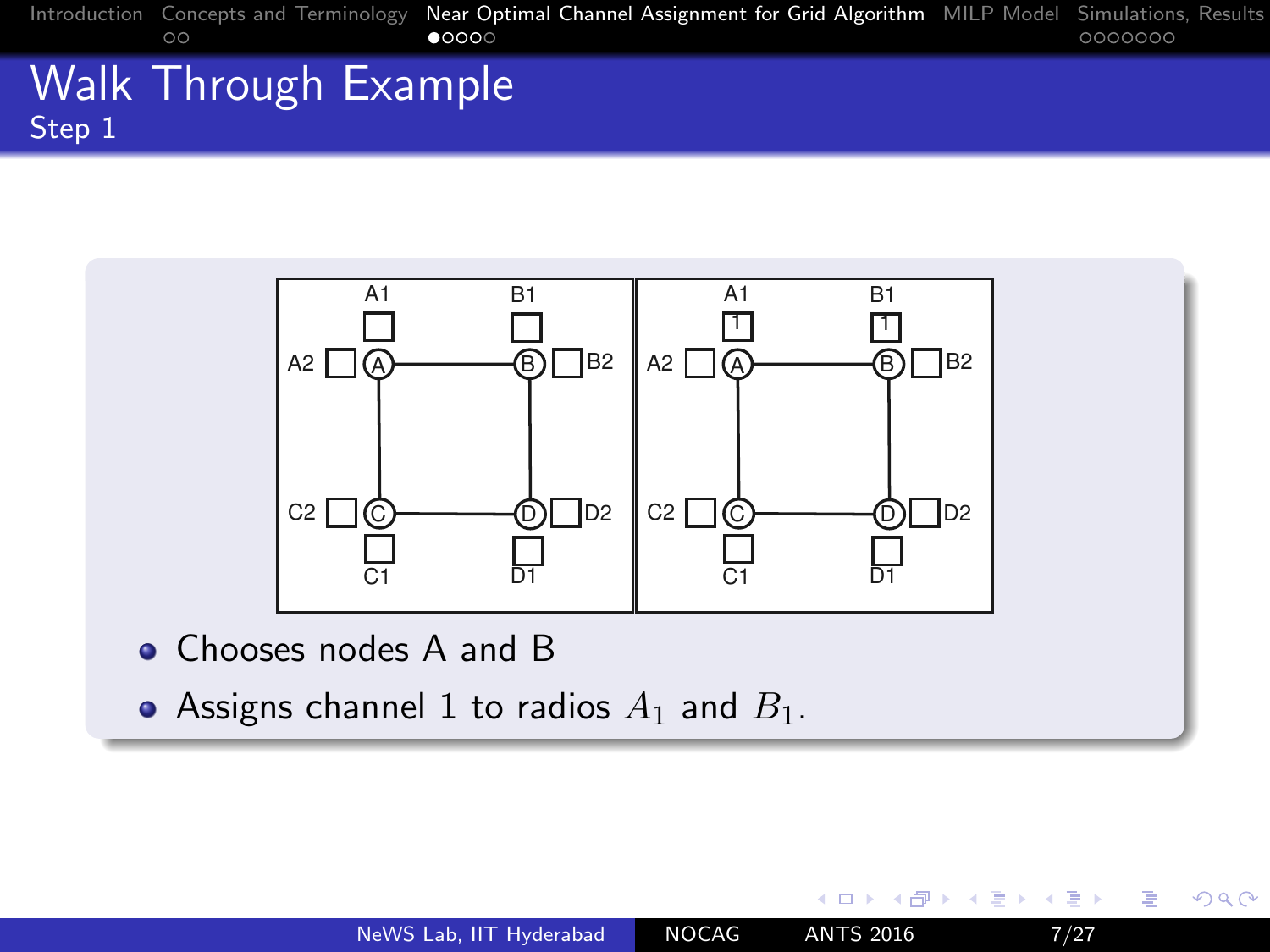# Walk Through Example

## Step 1

- Chooses nodes A and B
- Assigns channel 1 to radios $A_1$ and $B_1$.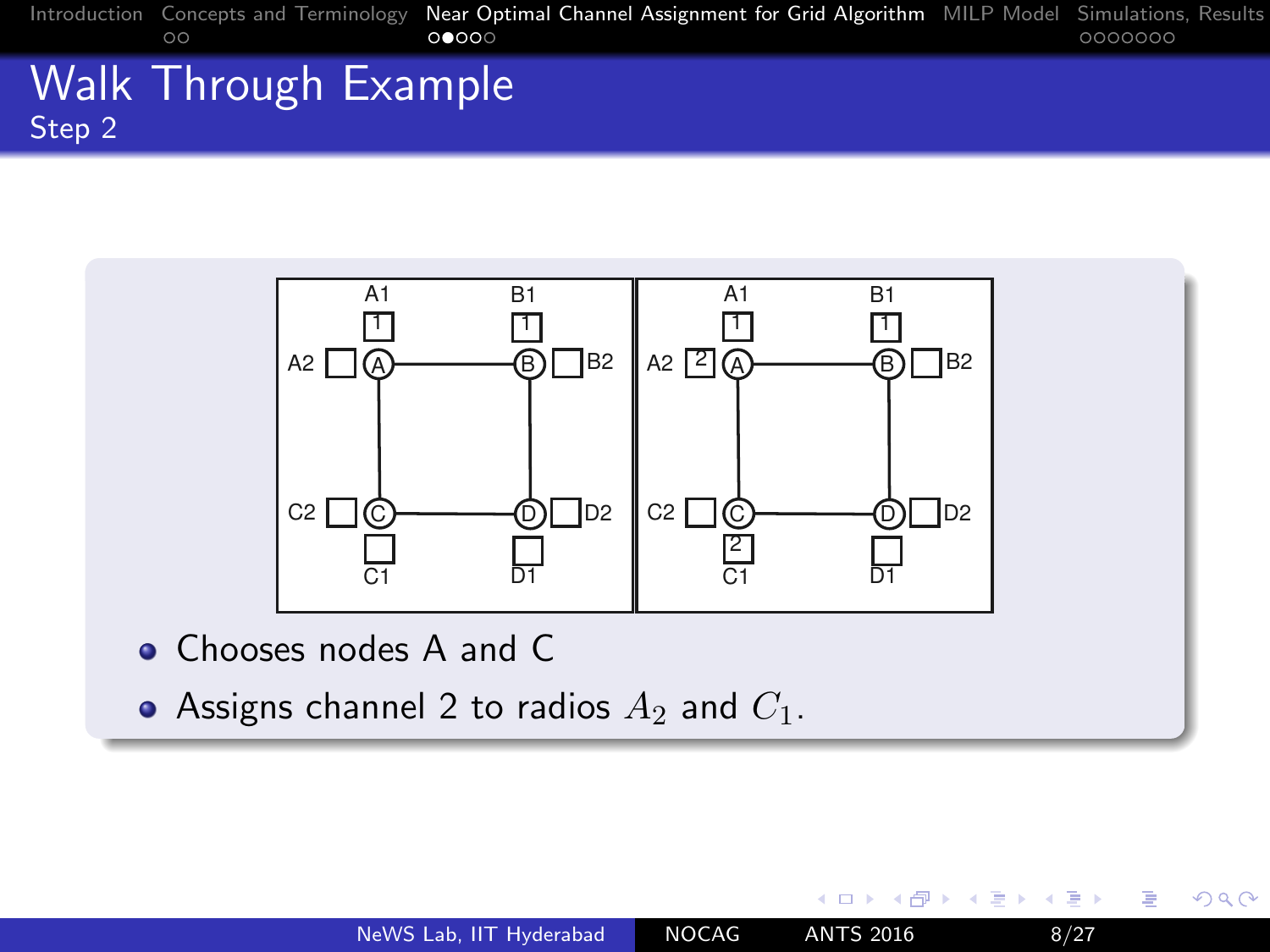# Walk Through Example

## Step 2

- Chooses nodes A and C
- Assigns channel 2 to radios $A_2$ and $C_1$.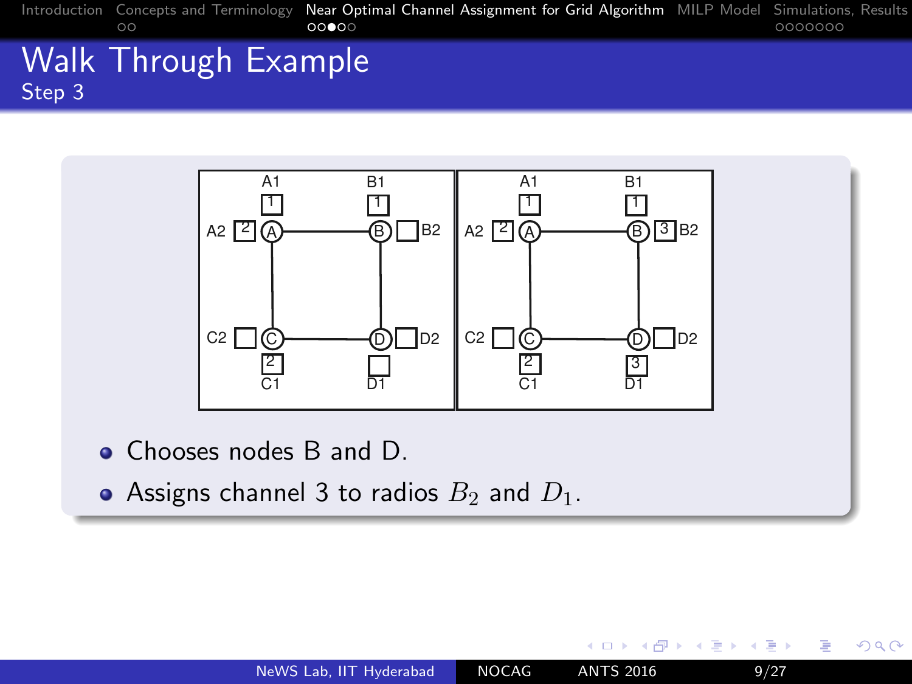# Walk Through Example

## Step 3

- Chooses nodes B and D.
- Assigns channel 3 to radios $B_2$ and $D_1$.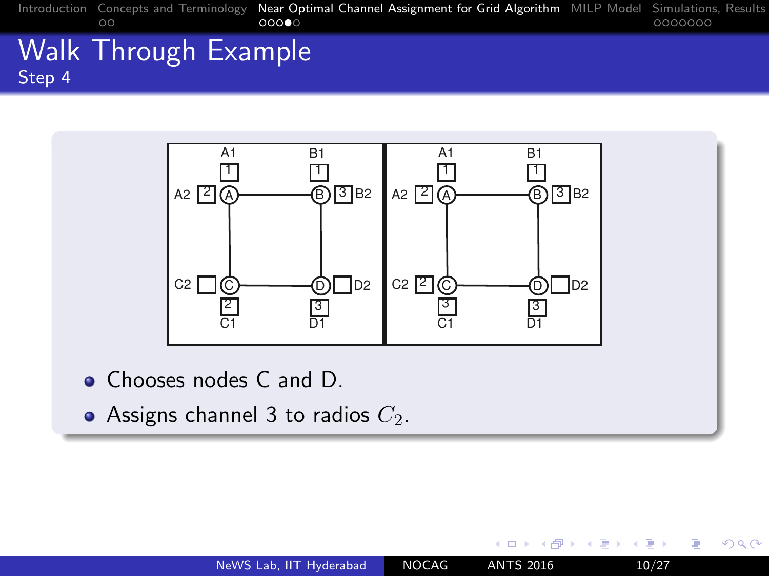# Walk Through Example

## Step 4

- Chooses nodes C and D.
- Assigns channel 3 to radios $C_2$.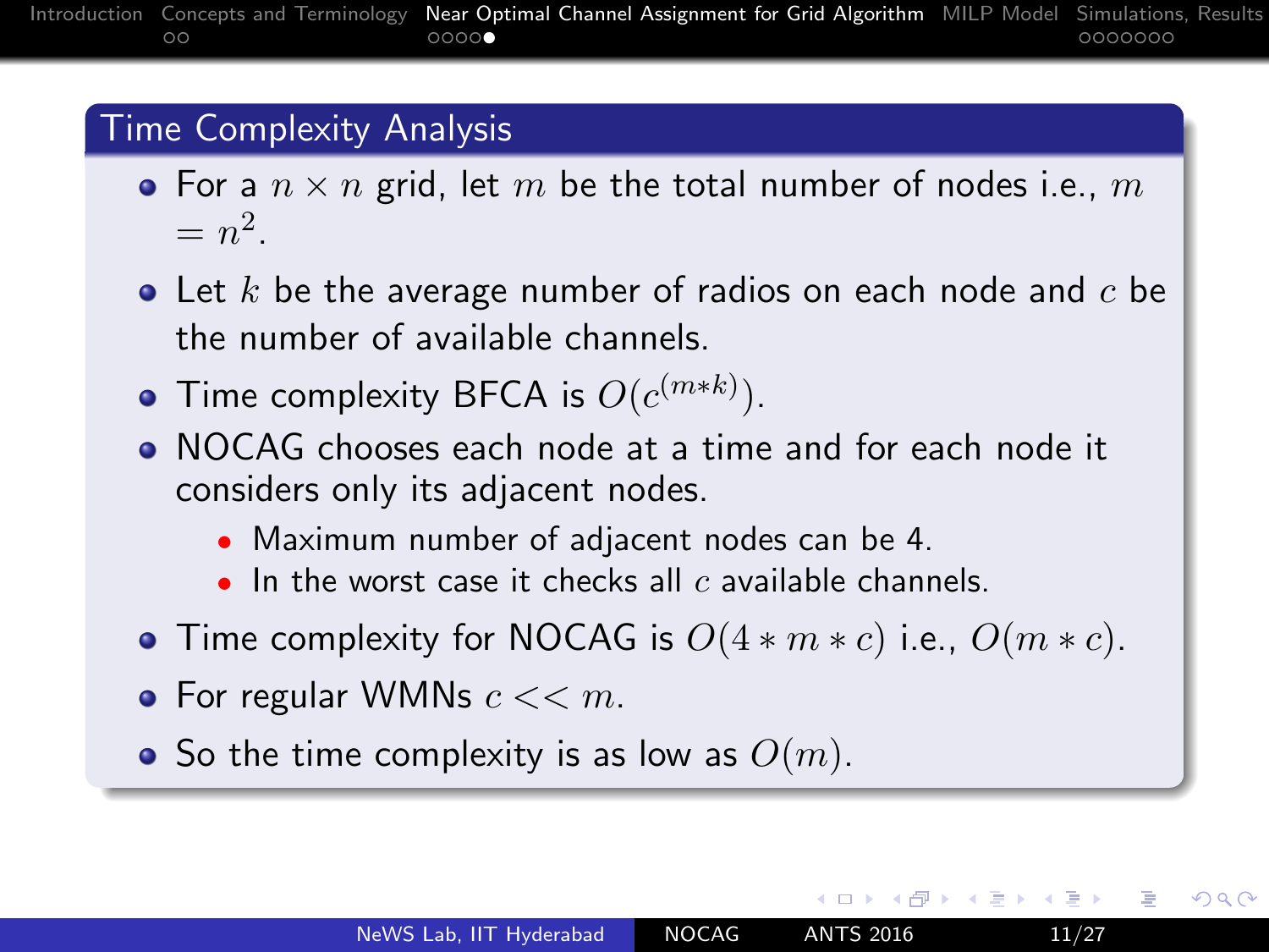## Time Complexity Analysis

- For a $n \times n$ grid, let $m$ be the total number of nodes i.e., $m = n^2$.
- Let $k$ be the average number of radios on each node and $c$ be the number of available channels.
- Time complexity BFCA is $O(c^{(m*k)})$.
- NOCAG chooses each node at a time and for each node it considers only its adjacent nodes.
  - Maximum number of adjacent nodes can be 4.
  - In the worst case it checks all $c$ available channels.
- Time complexity for NOCAG is $O(4 * m * c)$ i.e., $O(m * c)$.
- For regular WMNs $c << m$.
- So the time complexity is as low as $O(m)$.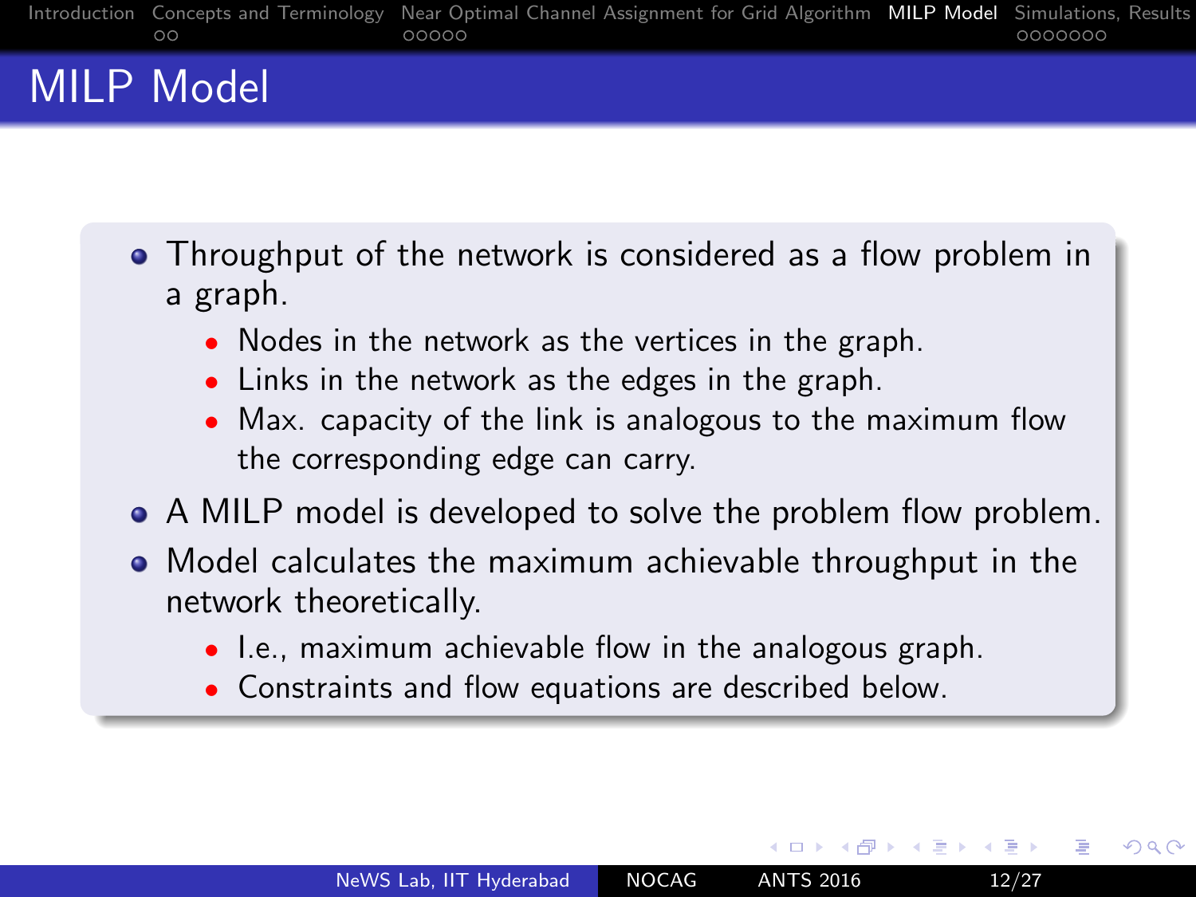# MILP Model

- Throughput of the network is considered as a flow problem in a graph.
  - Nodes in the network as the vertices in the graph.
  - Links in the network as the edges in the graph.
  - Max. capacity of the link is analogous to the maximum flow the corresponding edge can carry.
- A MILP model is developed to solve the problem flow problem.
- Model calculates the maximum achievable throughput in the network theoretically.
  - I.e., maximum achievable flow in the analogous graph.
  - Constraints and flow equations are described below.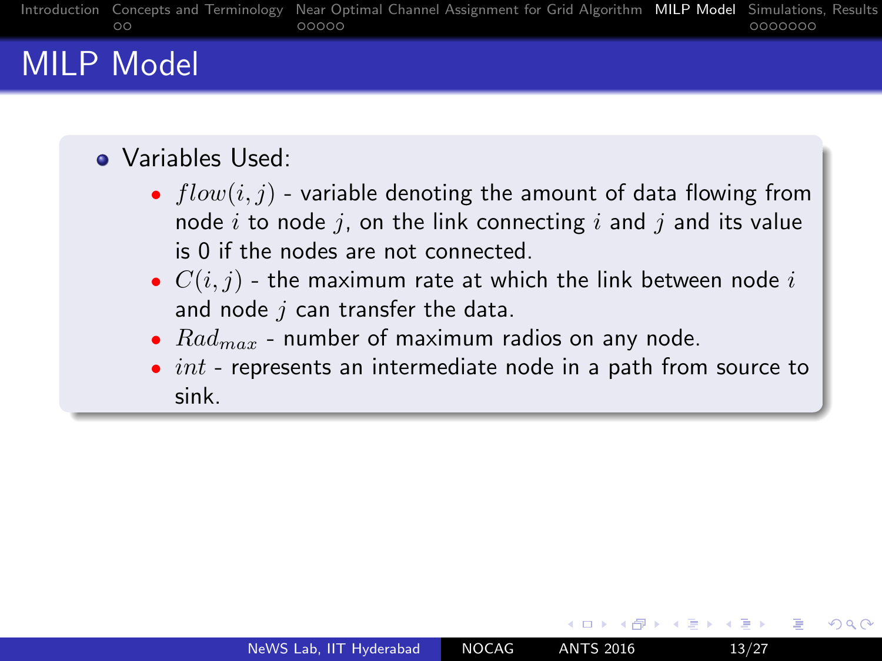# MILP Model

- Variables Used:
  - $flow(i,j)$ - variable denoting the amount of data flowing from node $i$ to node $j$, on the link connecting $i$ and $j$ and its value is 0 if the nodes are not connected.
  - $C(i,j)$ - the maximum rate at which the link between node $i$ and node $j$ can transfer the data.
  - $Rad_{max}$ - number of maximum radios on any node.
  - $int$ - represents an intermediate node in a path from source to sink.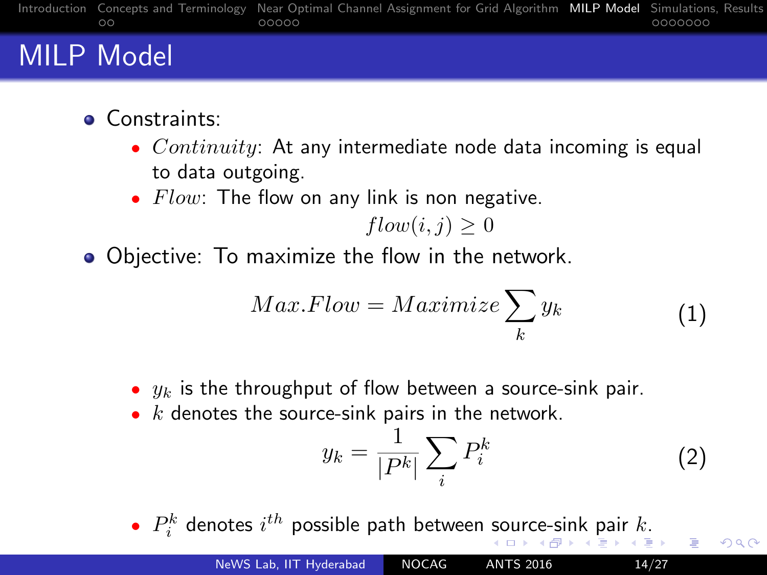# MILP Model

- Constraints:
  - *Continuity*: At any intermediate node data incoming is equal to data outgoing.
  - *Flow*: The flow on any link is non negative.

$$flow(i,j) \geq 0$$

- Objective: To maximize the flow in the network.

$$Max.Flow = Maximize \sum_{k} y_k \tag{1}$$

  - $y_k$ is the throughput of flow between a source-sink pair.
  - $k$ denotes the source-sink pairs in the network.

$$y_k = \frac{1}{|P^k|} \sum_{i} P_i^k \tag{2}$$

  - $P_i^k$ denotes $i^{th}$ possible path between source-sink pair $k$.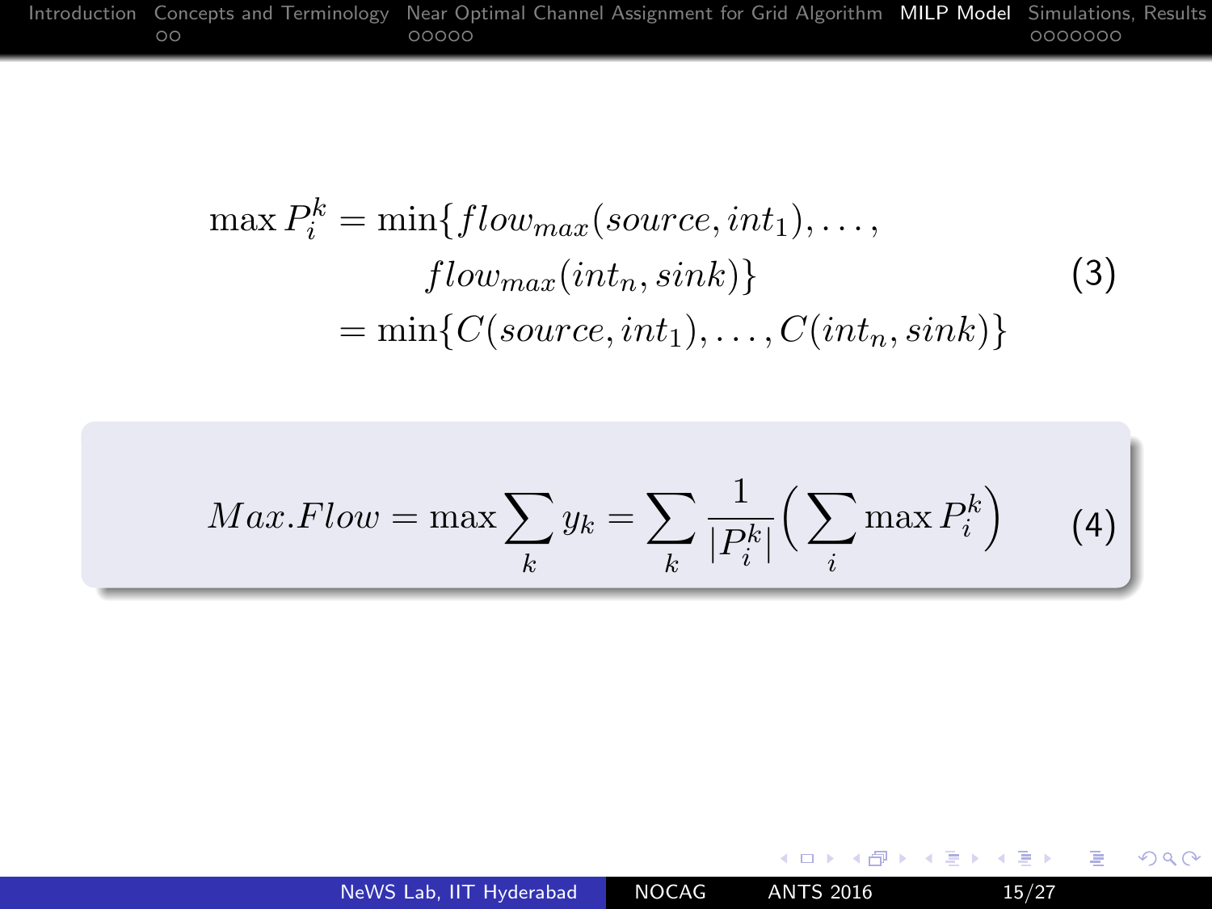$$
\begin{aligned}
\max P_i^k &= \min\{flow_{max}(source, int_1), \ldots, \\
&\qquad flow_{max}(int_n, sink)\} \\
&= \min\{C(source, int_1), \ldots, C(int_n, sink)\}
\end{aligned}
\tag{3}
$$

$$
Max.Flow = \max \sum_k y_k = \sum_k \frac{1}{|P_i^k|} \Big( \sum_i \max P_i^k \Big) \tag{4}
$$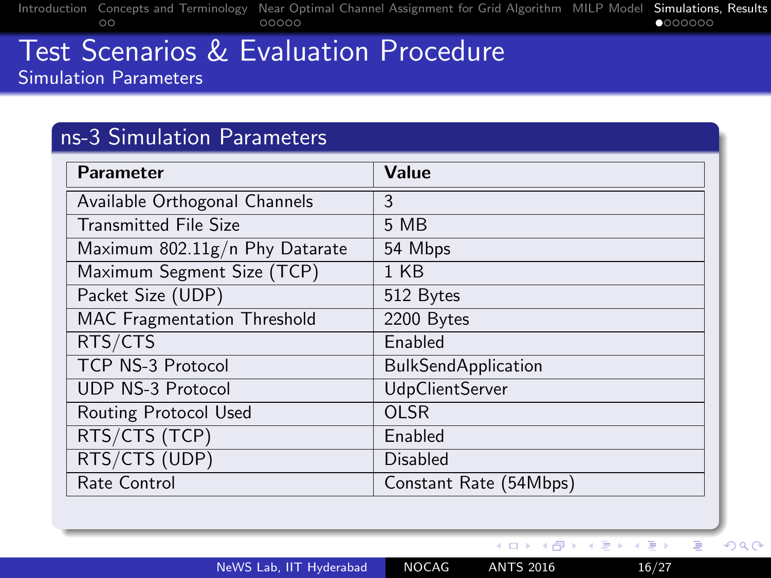# Test Scenarios & Evaluation Procedure

## Simulation Parameters

### ns-3 Simulation Parameters

| Parameter | Value |
|---|---|
| Available Orthogonal Channels | 3 |
| Transmitted File Size | 5 MB |
| Maximum 802.11g/n Phy Datarate | 54 Mbps |
| Maximum Segment Size (TCP) | 1 KB |
| Packet Size (UDP) | 512 Bytes |
| MAC Fragmentation Threshold | 2200 Bytes |
| RTS/CTS | Enabled |
| TCP NS-3 Protocol | BulkSendApplication |
| UDP NS-3 Protocol | UdpClientServer |
| Routing Protocol Used | OLSR |
| RTS/CTS (TCP) | Enabled |
| RTS/CTS (UDP) | Disabled |
| Rate Control | Constant Rate (54Mbps) |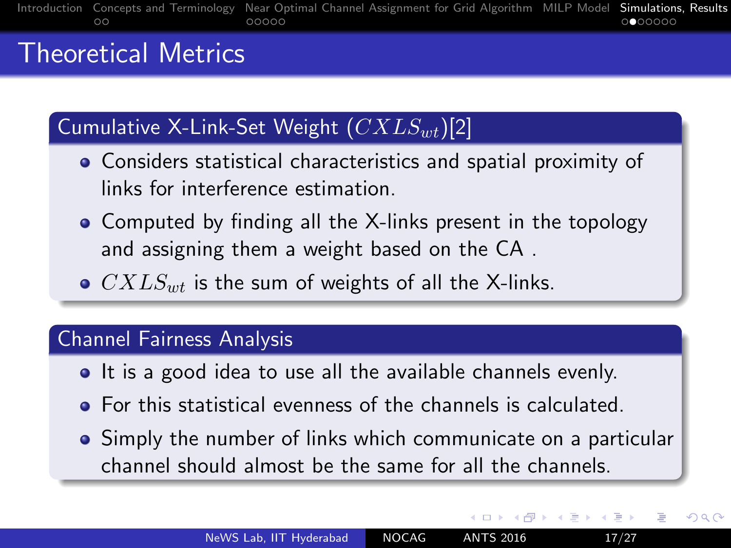# Theoretical Metrics

## Cumulative X-Link-Set Weight ($CXLS_{wt}$)[2]

- Considers statistical characteristics and spatial proximity of links for interference estimation.
- Computed by finding all the X-links present in the topology and assigning them a weight based on the CA .
- $CXLS_{wt}$ is the sum of weights of all the X-links.

## Channel Fairness Analysis

- It is a good idea to use all the available channels evenly.
- For this statistical evenness of the channels is calculated.
- Simply the number of links which communicate on a particular channel should almost be the same for all the channels.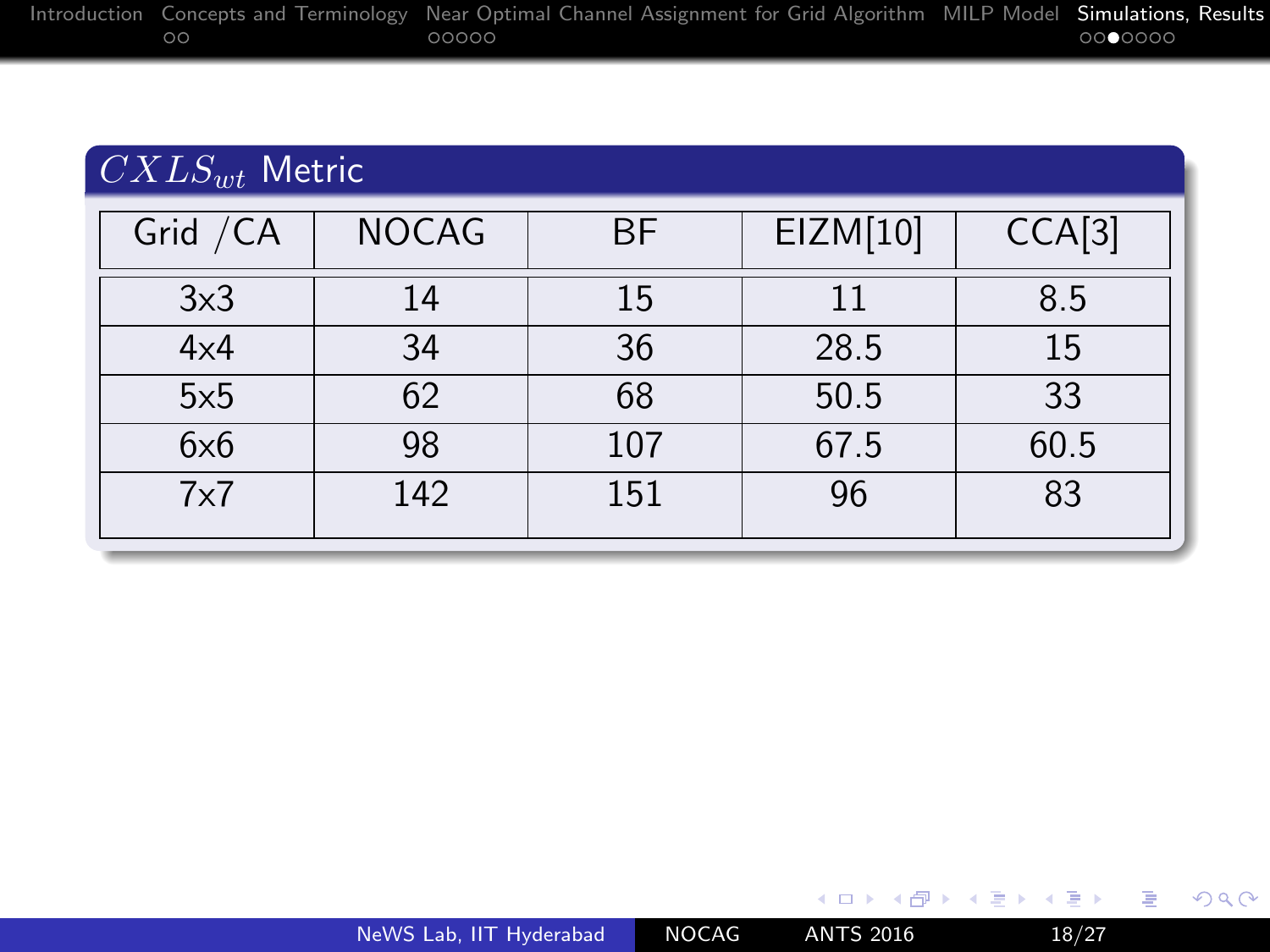## $CXLS_{wt}$ Metric

| Grid /CA | NOCAG | BF | EIZM[10] | CCA[3] |
|---|---|---|---|---|
| 3x3 | 14 | 15 | 11 | 8.5 |
| 4x4 | 34 | 36 | 28.5 | 15 |
| 5x5 | 62 | 68 | 50.5 | 33 |
| 6x6 | 98 | 107 | 67.5 | 60.5 |
| 7x7 | 142 | 151 | 96 | 83 |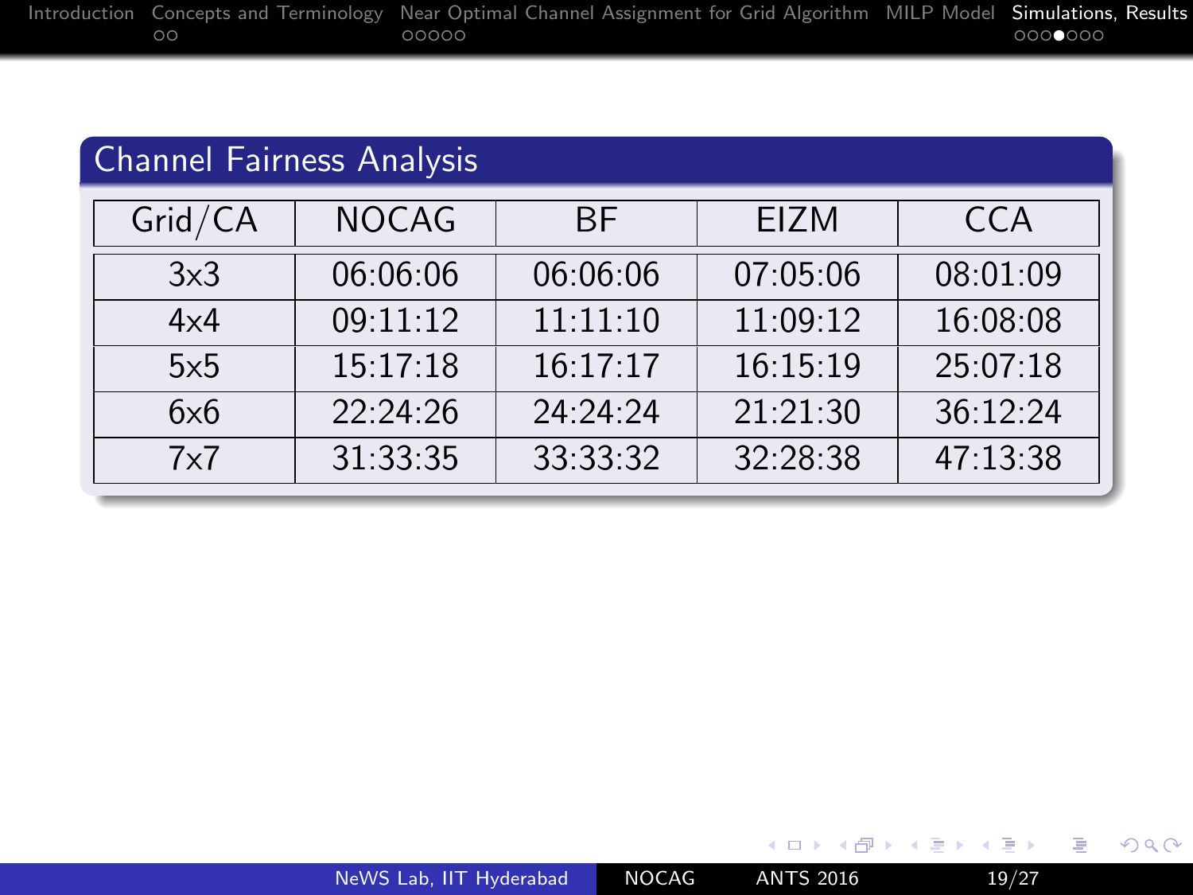## Channel Fairness Analysis

| Grid/CA | NOCAG | BF | EIZM | CCA |
|---|---|---|---|---|
| 3x3 | 06:06:06 | 06:06:06 | 07:05:06 | 08:01:09 |
| 4x4 | 09:11:12 | 11:11:10 | 11:09:12 | 16:08:08 |
| 5x5 | 15:17:18 | 16:17:17 | 16:15:19 | 25:07:18 |
| 6x6 | 22:24:26 | 24:24:24 | 21:21:30 | 36:12:24 |
| 7x7 | 31:33:35 | 33:33:32 | 32:28:38 | 47:13:38 |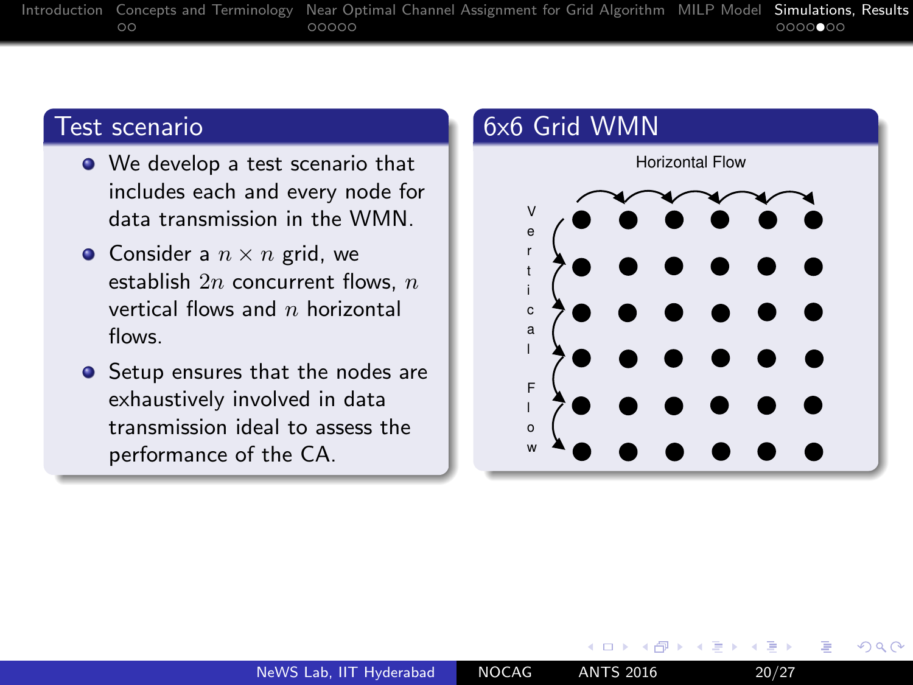## Test scenario

- We develop a test scenario that includes each and every node for data transmission in the WMN.
- Consider a $n \times n$ grid, we establish $2n$ concurrent flows, $n$ vertical flows and $n$ horizontal flows.
- Setup ensures that the nodes are exhaustively involved in data transmission ideal to assess the performance of the CA.

## 6x6 Grid WMN

Horizontal Flow

Vertical Flow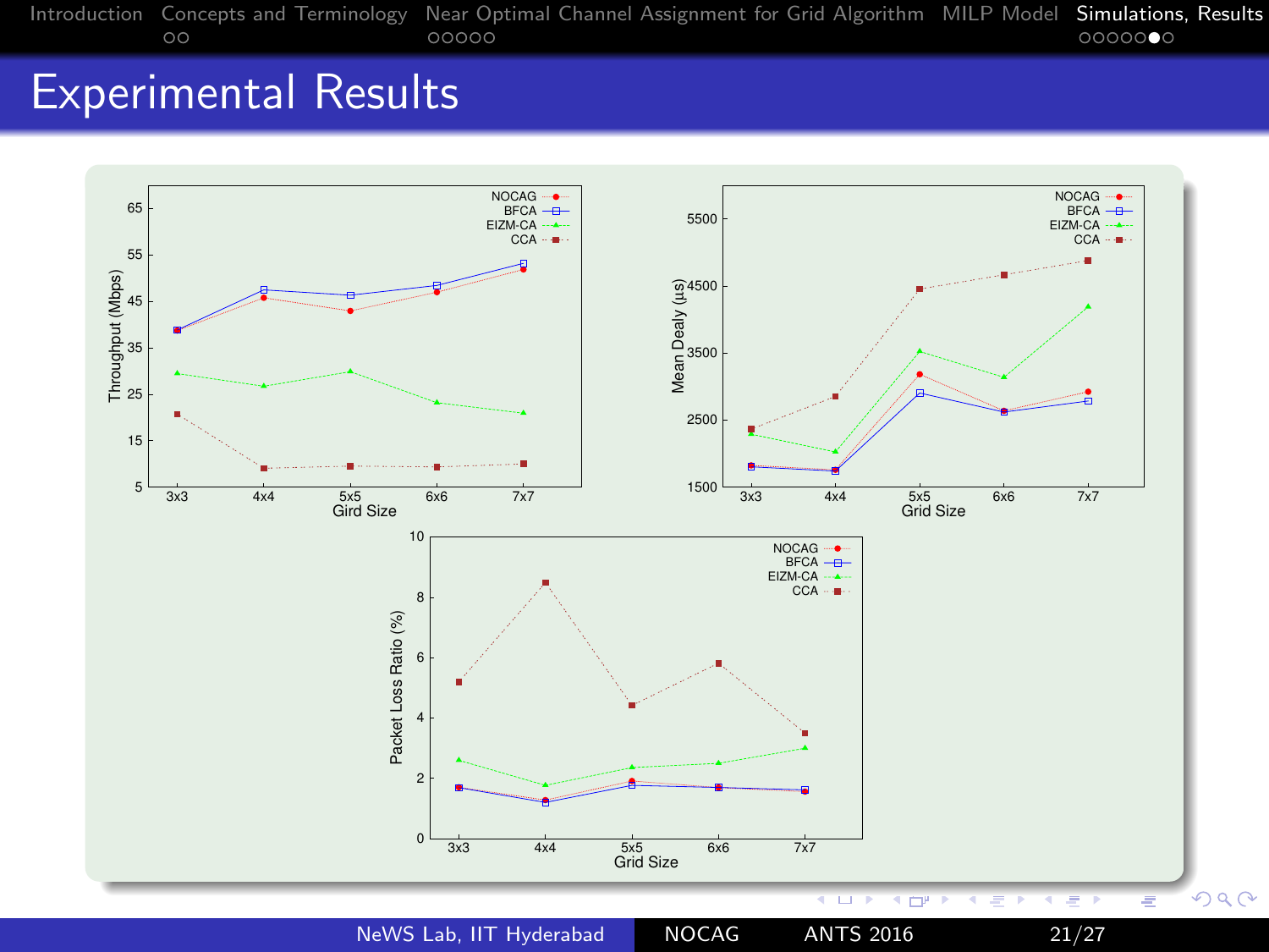# Experimental Results

NOCAG, BFCA, EIZM-CA, CCA

Throughput (Mbps) vs. Gird Size (3x3, 4x4, 5x5, 6x6, 7x7)

Mean Dealy (µs) vs. Grid Size (3x3, 4x4, 5x5, 6x6, 7x7)

Packet Loss Ratio (%) vs. Grid Size (3x3, 4x4, 5x5, 6x6, 7x7)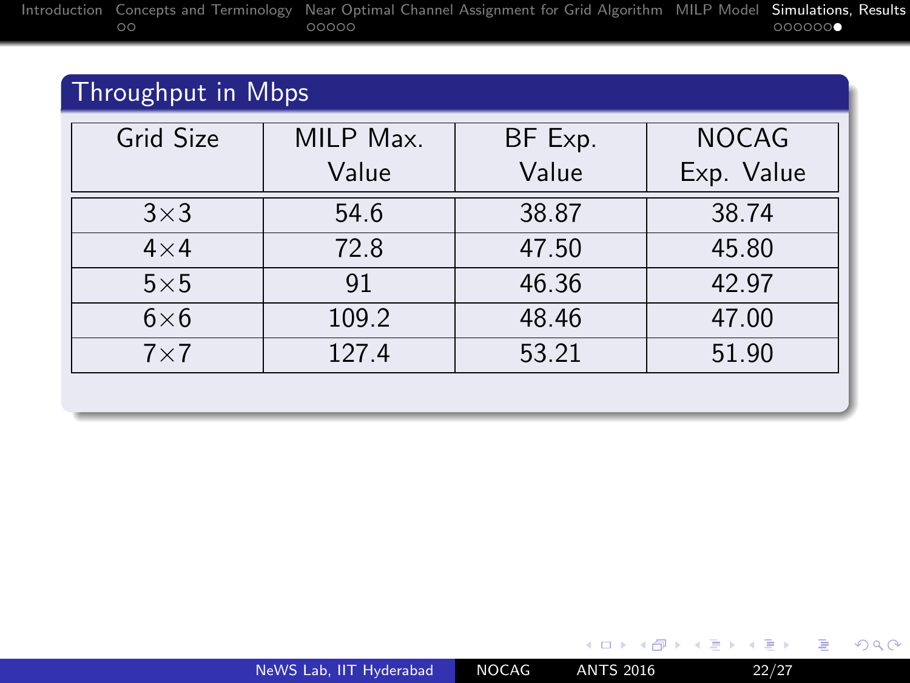## Throughput in Mbps

| Grid Size | MILP Max. Value | BF Exp. Value | NOCAG Exp. Value |
|---|---|---|---|
| $3\times3$ | 54.6 | 38.87 | 38.74 |
| $4\times4$ | 72.8 | 47.50 | 45.80 |
| $5\times5$ | 91 | 46.36 | 42.97 |
| $6\times6$ | 109.2 | 48.46 | 47.00 |
| $7\times7$ | 127.4 | 53.21 | 51.90 |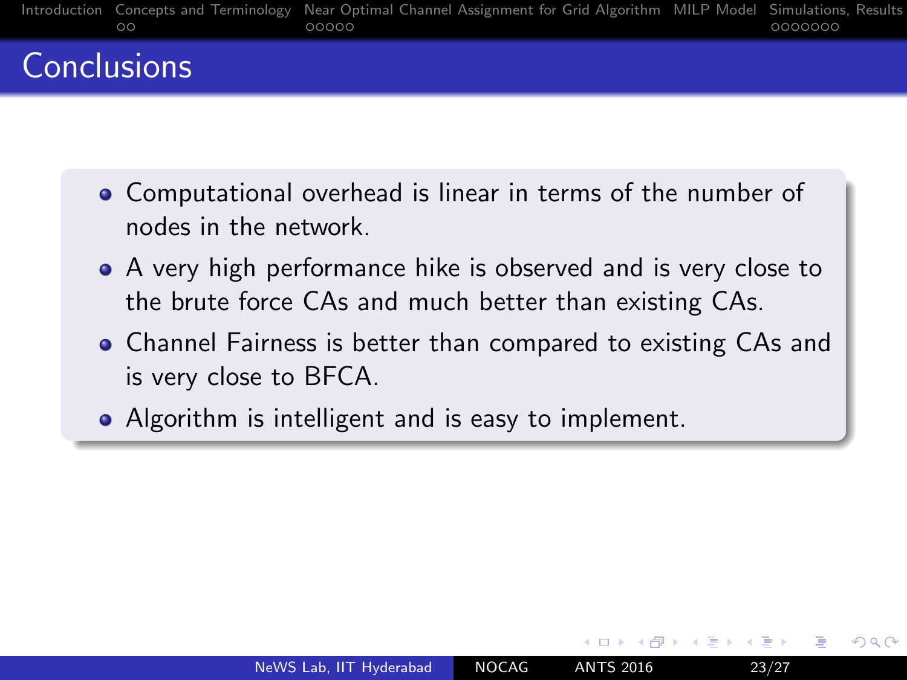# Conclusions

- Computational overhead is linear in terms of the number of nodes in the network.
- A very high performance hike is observed and is very close to the brute force CAs and much better than existing CAs.
- Channel Fairness is better than compared to existing CAs and is very close to BFCA.
- Algorithm is intelligent and is easy to implement.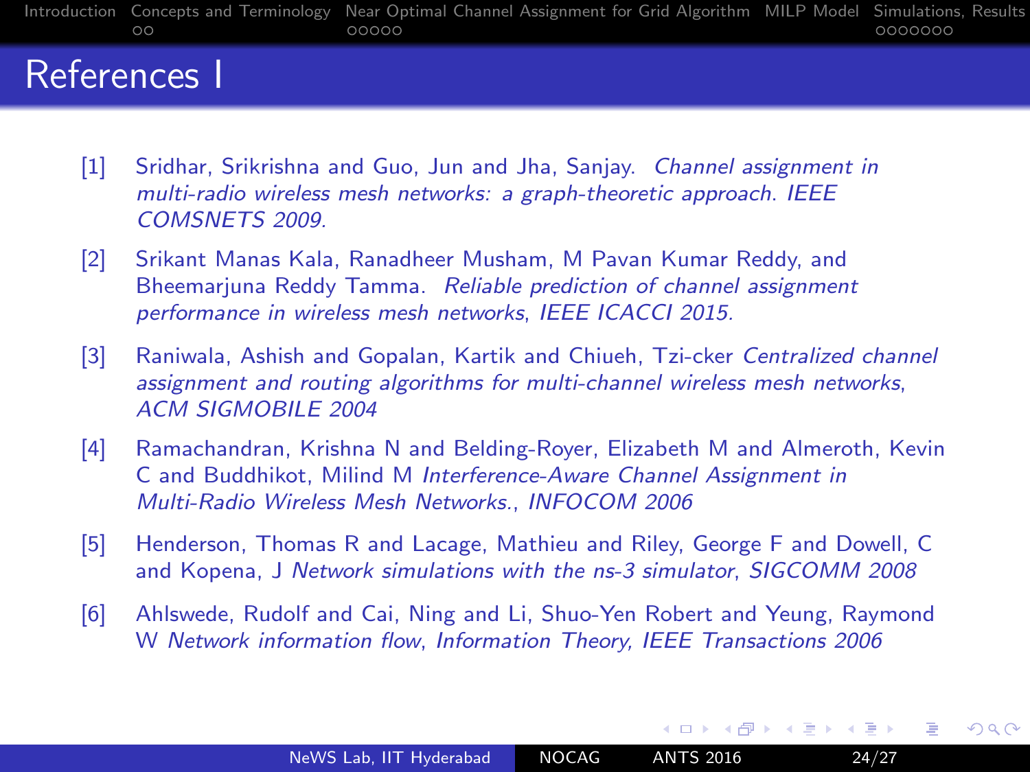# References I

[1] Sridhar, Srikrishna and Guo, Jun and Jha, Sanjay. *Channel assignment in multi-radio wireless mesh networks: a graph-theoretic approach. IEEE COMSNETS 2009.*

[2] Srikant Manas Kala, Ranadheer Musham, M Pavan Kumar Reddy, and Bheemarjuna Reddy Tamma. *Reliable prediction of channel assignment performance in wireless mesh networks, IEEE ICACCI 2015.*

[3] Raniwala, Ashish and Gopalan, Kartik and Chiueh, Tzi-cker *Centralized channel assignment and routing algorithms for multi-channel wireless mesh networks, ACM SIGMOBILE 2004*

[4] Ramachandran, Krishna N and Belding-Royer, Elizabeth M and Almeroth, Kevin C and Buddhikot, Milind M *Interference-Aware Channel Assignment in Multi-Radio Wireless Mesh Networks., INFOCOM 2006*

[5] Henderson, Thomas R and Lacage, Mathieu and Riley, George F and Dowell, C and Kopena, J *Network simulations with the ns-3 simulator, SIGCOMM 2008*

[6] Ahlswede, Rudolf and Cai, Ning and Li, Shuo-Yen Robert and Yeung, Raymond W *Network information flow, Information Theory, IEEE Transactions 2006*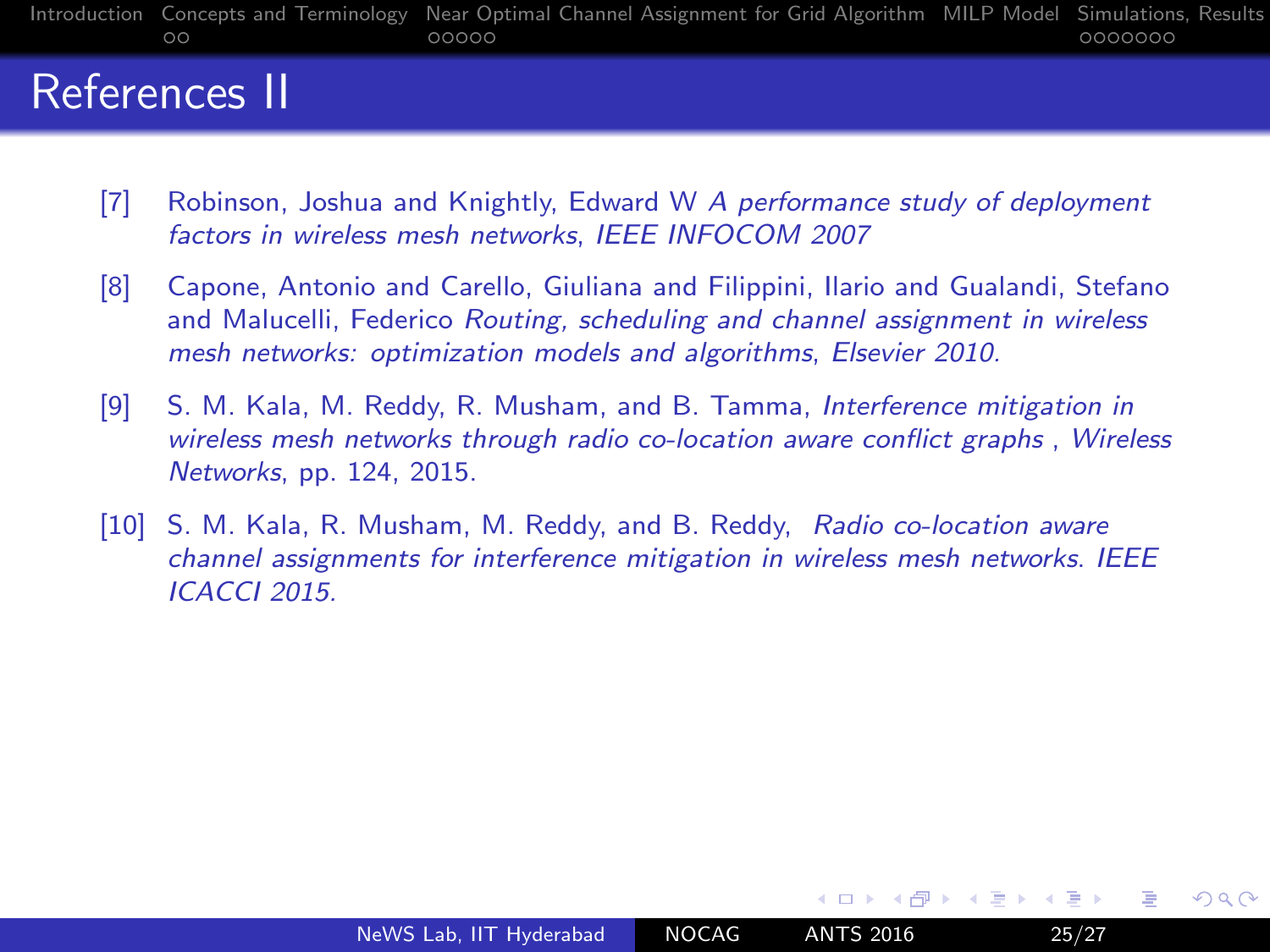# References II

[7] Robinson, Joshua and Knightly, Edward W *A performance study of deployment factors in wireless mesh networks*, *IEEE INFOCOM 2007*

[8] Capone, Antonio and Carello, Giuliana and Filippini, Ilario and Gualandi, Stefano and Malucelli, Federico *Routing, scheduling and channel assignment in wireless mesh networks: optimization models and algorithms*, *Elsevier 2010.*

[9] S. M. Kala, M. Reddy, R. Musham, and B. Tamma, *Interference mitigation in wireless mesh networks through radio co-location aware conflict graphs* , *Wireless Networks*, pp. 124, 2015.

[10] S. M. Kala, R. Musham, M. Reddy, and B. Reddy, *Radio co-location aware channel assignments for interference mitigation in wireless mesh networks. IEEE ICACCI 2015.*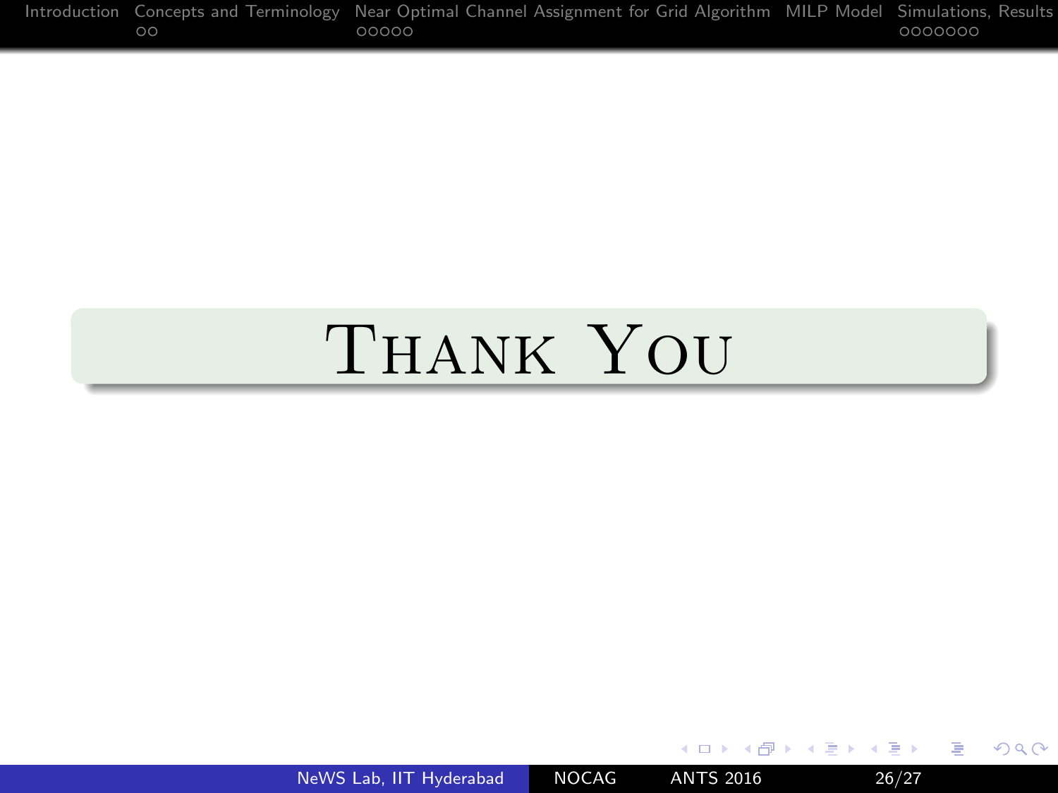# Thank You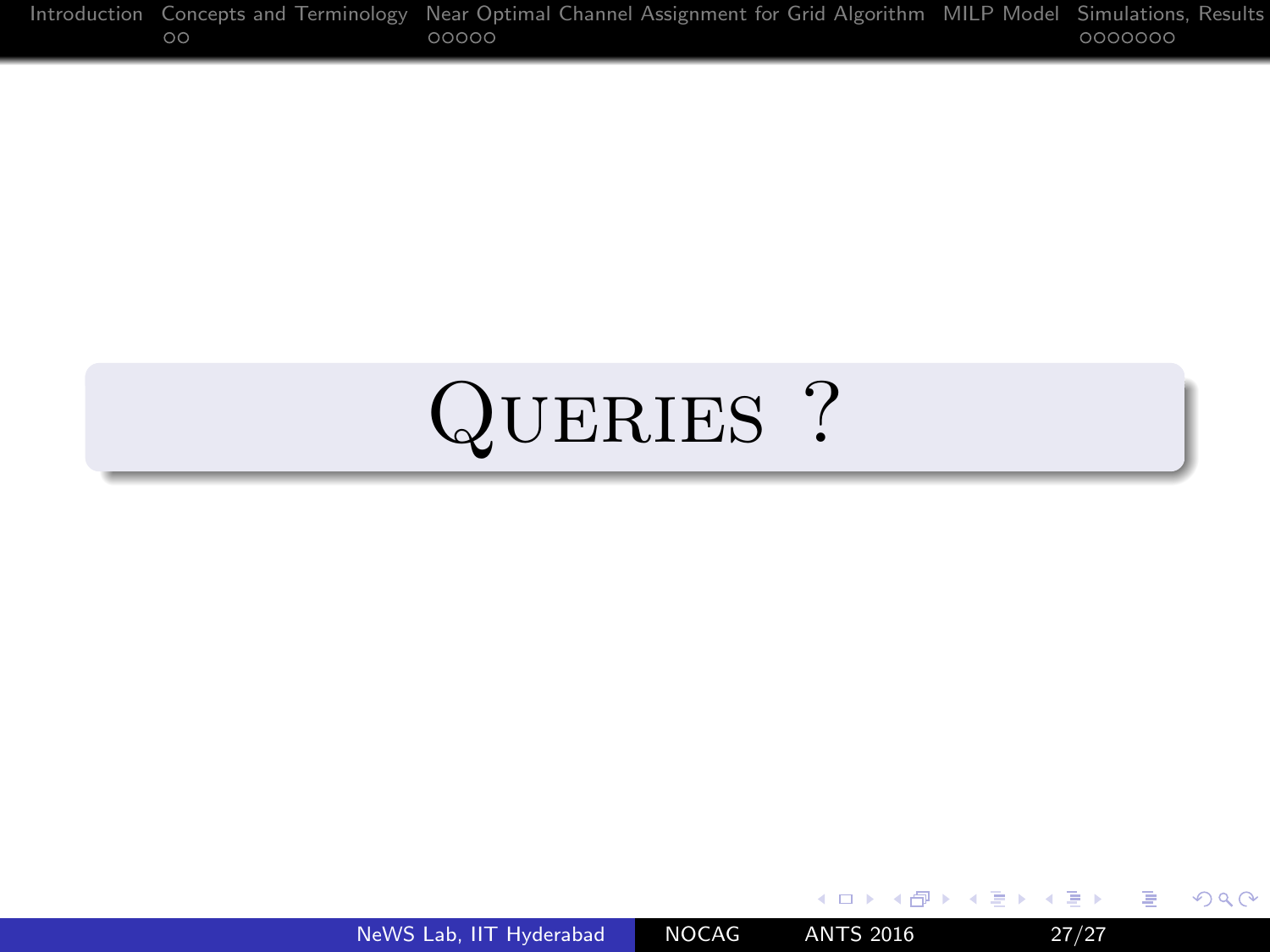# QUERIES ?